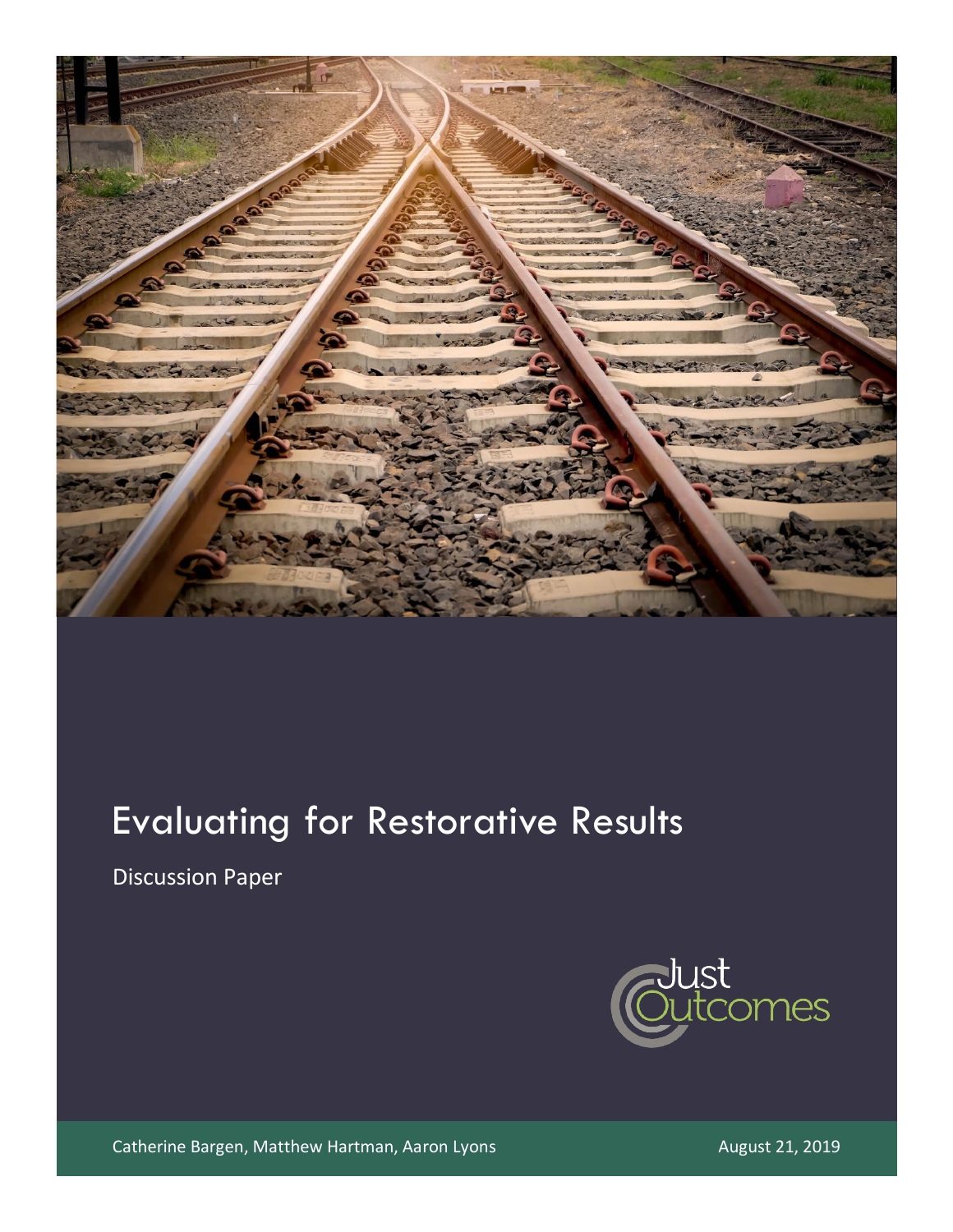# Evaluating for Restorative Results

Discussion Paper

Just Outcomes

Catherine Bargen, Matthew Hartman, Aaron Lyons

August 21, 2019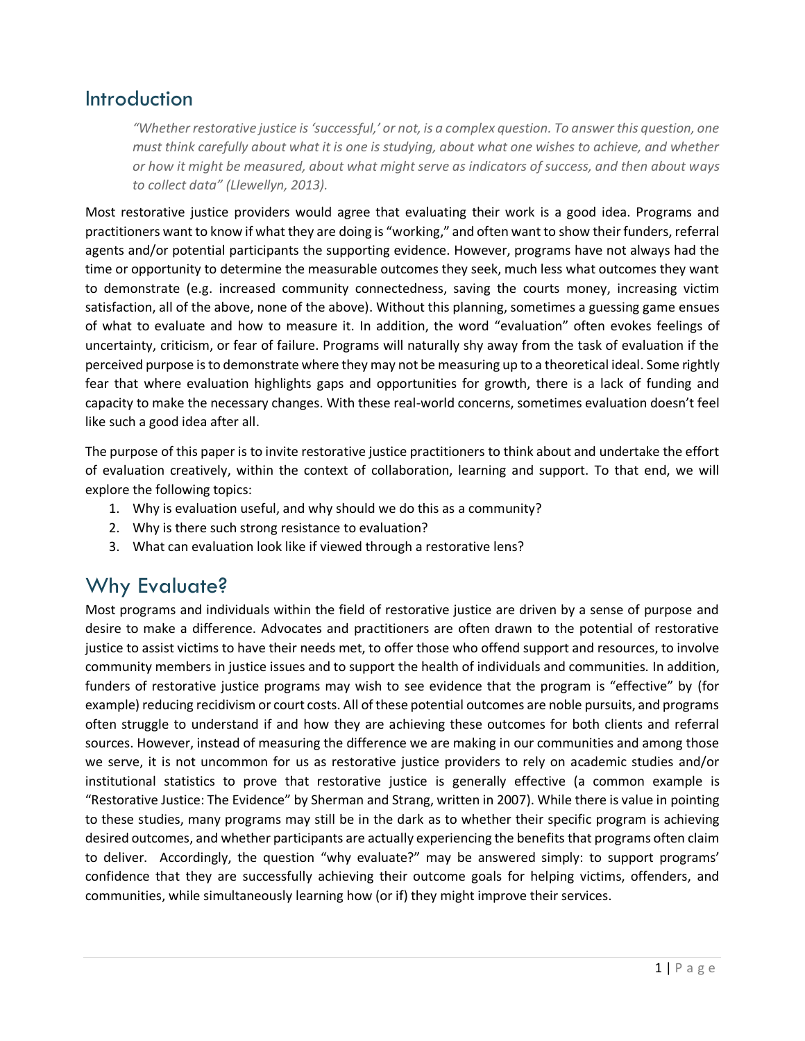## Introduction

> *"Whether restorative justice is 'successful,' or not, is a complex question. To answer this question, one must think carefully about what it is one is studying, about what one wishes to achieve, and whether or how it might be measured, about what might serve as indicators of success, and then about ways to collect data" (Llewellyn, 2013).*

Most restorative justice providers would agree that evaluating their work is a good idea. Programs and practitioners want to know if what they are doing is "working," and often want to show their funders, referral agents and/or potential participants the supporting evidence. However, programs have not always had the time or opportunity to determine the measurable outcomes they seek, much less what outcomes they want to demonstrate (e.g. increased community connectedness, saving the courts money, increasing victim satisfaction, all of the above, none of the above). Without this planning, sometimes a guessing game ensues of what to evaluate and how to measure it. In addition, the word "evaluation" often evokes feelings of uncertainty, criticism, or fear of failure. Programs will naturally shy away from the task of evaluation if the perceived purpose is to demonstrate where they may not be measuring up to a theoretical ideal. Some rightly fear that where evaluation highlights gaps and opportunities for growth, there is a lack of funding and capacity to make the necessary changes. With these real-world concerns, sometimes evaluation doesn't feel like such a good idea after all.

The purpose of this paper is to invite restorative justice practitioners to think about and undertake the effort of evaluation creatively, within the context of collaboration, learning and support. To that end, we will explore the following topics:

1. Why is evaluation useful, and why should we do this as a community?
2. Why is there such strong resistance to evaluation?
3. What can evaluation look like if viewed through a restorative lens?

## Why Evaluate?

Most programs and individuals within the field of restorative justice are driven by a sense of purpose and desire to make a difference. Advocates and practitioners are often drawn to the potential of restorative justice to assist victims to have their needs met, to offer those who offend support and resources, to involve community members in justice issues and to support the health of individuals and communities. In addition, funders of restorative justice programs may wish to see evidence that the program is "effective" by (for example) reducing recidivism or court costs. All of these potential outcomes are noble pursuits, and programs often struggle to understand if and how they are achieving these outcomes for both clients and referral sources. However, instead of measuring the difference we are making in our communities and among those we serve, it is not uncommon for us as restorative justice providers to rely on academic studies and/or institutional statistics to prove that restorative justice is generally effective (a common example is "Restorative Justice: The Evidence" by Sherman and Strang, written in 2007). While there is value in pointing to these studies, many programs may still be in the dark as to whether their specific program is achieving desired outcomes, and whether participants are actually experiencing the benefits that programs often claim to deliver. Accordingly, the question "why evaluate?" may be answered simply: to support programs' confidence that they are successfully achieving their outcome goals for helping victims, offenders, and communities, while simultaneously learning how (or if) they might improve their services.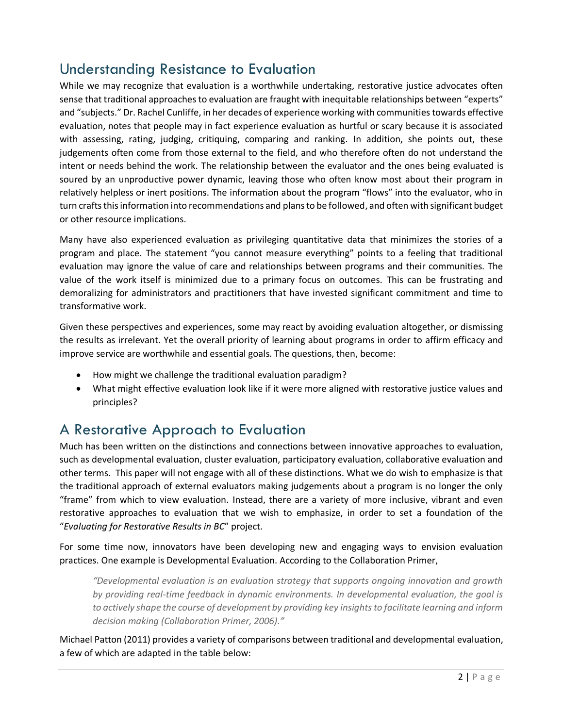## Understanding Resistance to Evaluation

While we may recognize that evaluation is a worthwhile undertaking, restorative justice advocates often sense that traditional approaches to evaluation are fraught with inequitable relationships between "experts" and "subjects." Dr. Rachel Cunliffe, in her decades of experience working with communities towards effective evaluation, notes that people may in fact experience evaluation as hurtful or scary because it is associated with assessing, rating, judging, critiquing, comparing and ranking. In addition, she points out, these judgements often come from those external to the field, and who therefore often do not understand the intent or needs behind the work. The relationship between the evaluator and the ones being evaluated is soured by an unproductive power dynamic, leaving those who often know most about their program in relatively helpless or inert positions. The information about the program "flows" into the evaluator, who in turn crafts this information into recommendations and plans to be followed, and often with significant budget or other resource implications.

Many have also experienced evaluation as privileging quantitative data that minimizes the stories of a program and place. The statement "you cannot measure everything" points to a feeling that traditional evaluation may ignore the value of care and relationships between programs and their communities. The value of the work itself is minimized due to a primary focus on outcomes. This can be frustrating and demoralizing for administrators and practitioners that have invested significant commitment and time to transformative work.

Given these perspectives and experiences, some may react by avoiding evaluation altogether, or dismissing the results as irrelevant. Yet the overall priority of learning about programs in order to affirm efficacy and improve service are worthwhile and essential goals. The questions, then, become:

- How might we challenge the traditional evaluation paradigm?
- What might effective evaluation look like if it were more aligned with restorative justice values and principles?

## A Restorative Approach to Evaluation

Much has been written on the distinctions and connections between innovative approaches to evaluation, such as developmental evaluation, cluster evaluation, participatory evaluation, collaborative evaluation and other terms. This paper will not engage with all of these distinctions. What we do wish to emphasize is that the traditional approach of external evaluators making judgements about a program is no longer the only "frame" from which to view evaluation. Instead, there are a variety of more inclusive, vibrant and even restorative approaches to evaluation that we wish to emphasize, in order to set a foundation of the "*Evaluating for Restorative Results in BC*" project.

For some time now, innovators have been developing new and engaging ways to envision evaluation practices. One example is Developmental Evaluation. According to the Collaboration Primer,

> *"Developmental evaluation is an evaluation strategy that supports ongoing innovation and growth by providing real-time feedback in dynamic environments. In developmental evaluation, the goal is to actively shape the course of development by providing key insights to facilitate learning and inform decision making (Collaboration Primer, 2006)."*

Michael Patton (2011) provides a variety of comparisons between traditional and developmental evaluation, a few of which are adapted in the table below: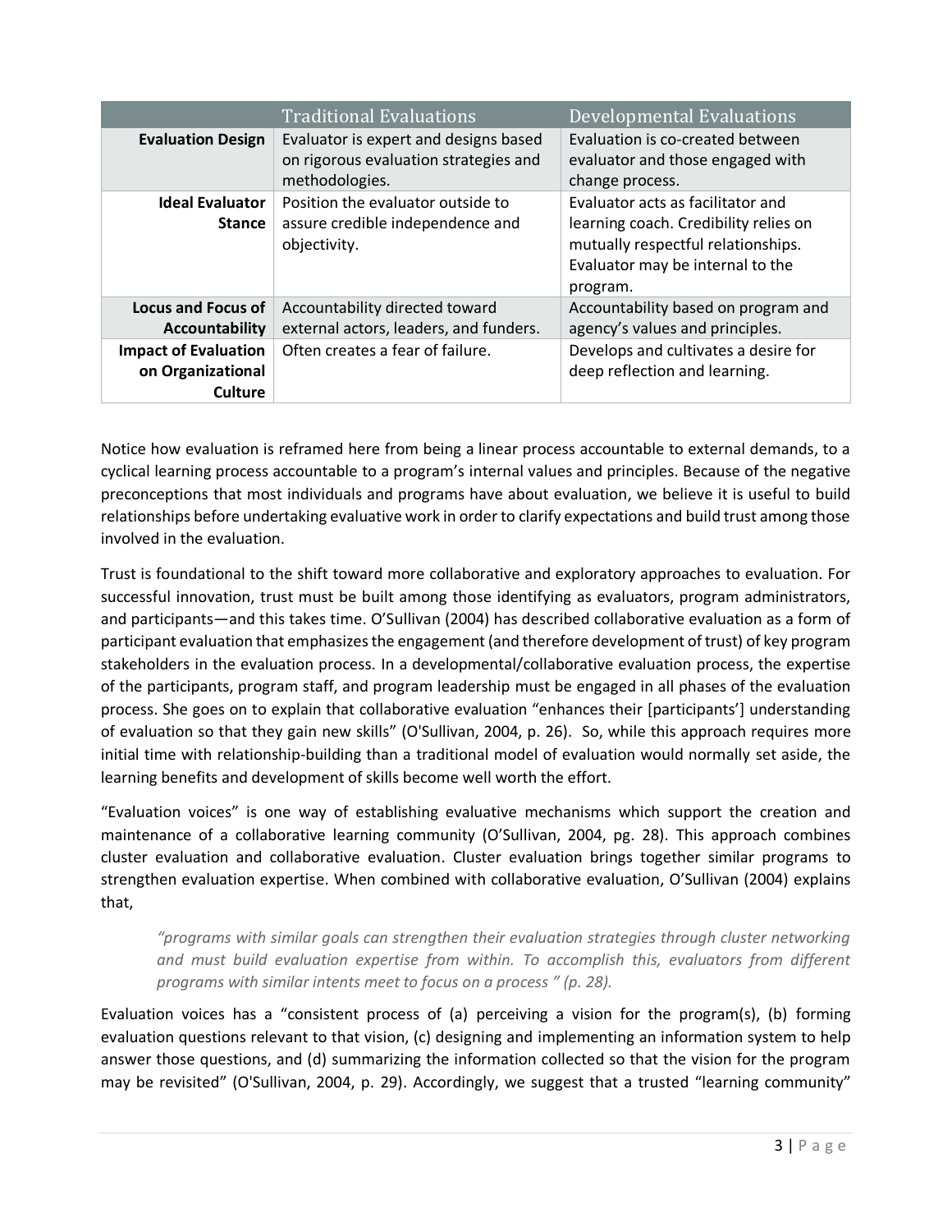| | Traditional Evaluations | Developmental Evaluations |
|---|---|---|
| **Evaluation Design** | Evaluator is expert and designs based on rigorous evaluation strategies and methodologies. | Evaluation is co-created between evaluator and those engaged with change process. |
| **Ideal Evaluator Stance** | Position the evaluator outside to assure credible independence and objectivity. | Evaluator acts as facilitator and learning coach. Credibility relies on mutually respectful relationships. Evaluator may be internal to the program. |
| **Locus and Focus of Accountability** | Accountability directed toward external actors, leaders, and funders. | Accountability based on program and agency's values and principles. |
| **Impact of Evaluation on Organizational Culture** | Often creates a fear of failure. | Develops and cultivates a desire for deep reflection and learning. |

Notice how evaluation is reframed here from being a linear process accountable to external demands, to a cyclical learning process accountable to a program's internal values and principles. Because of the negative preconceptions that most individuals and programs have about evaluation, we believe it is useful to build relationships before undertaking evaluative work in order to clarify expectations and build trust among those involved in the evaluation.

Trust is foundational to the shift toward more collaborative and exploratory approaches to evaluation. For successful innovation, trust must be built among those identifying as evaluators, program administrators, and participants—and this takes time. O'Sullivan (2004) has described collaborative evaluation as a form of participant evaluation that emphasizes the engagement (and therefore development of trust) of key program stakeholders in the evaluation process. In a developmental/collaborative evaluation process, the expertise of the participants, program staff, and program leadership must be engaged in all phases of the evaluation process. She goes on to explain that collaborative evaluation "enhances their [participants'] understanding of evaluation so that they gain new skills" (O'Sullivan, 2004, p. 26). So, while this approach requires more initial time with relationship-building than a traditional model of evaluation would normally set aside, the learning benefits and development of skills become well worth the effort.

"Evaluation voices" is one way of establishing evaluative mechanisms which support the creation and maintenance of a collaborative learning community (O'Sullivan, 2004, pg. 28). This approach combines cluster evaluation and collaborative evaluation. Cluster evaluation brings together similar programs to strengthen evaluation expertise. When combined with collaborative evaluation, O'Sullivan (2004) explains that,

> *"programs with similar goals can strengthen their evaluation strategies through cluster networking and must build evaluation expertise from within. To accomplish this, evaluators from different programs with similar intents meet to focus on a process " (p. 28).*

Evaluation voices has a "consistent process of (a) perceiving a vision for the program(s), (b) forming evaluation questions relevant to that vision, (c) designing and implementing an information system to help answer those questions, and (d) summarizing the information collected so that the vision for the program may be revisited" (O'Sullivan, 2004, p. 29). Accordingly, we suggest that a trusted "learning community"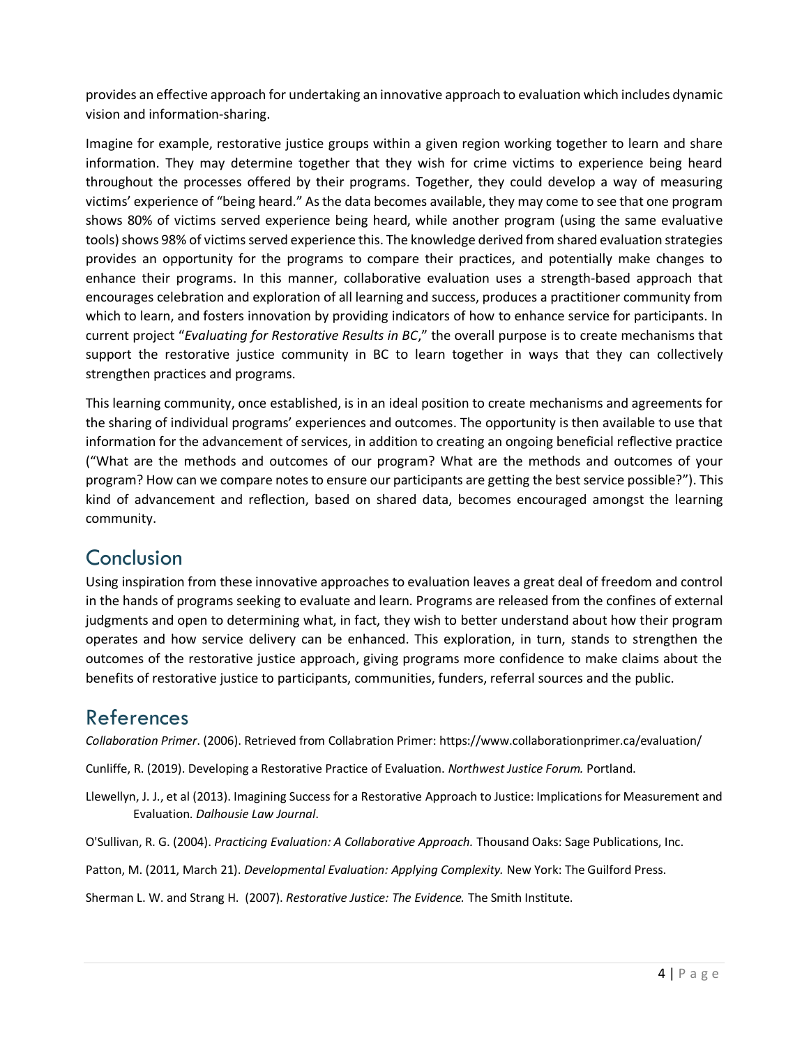provides an effective approach for undertaking an innovative approach to evaluation which includes dynamic vision and information-sharing.

Imagine for example, restorative justice groups within a given region working together to learn and share information. They may determine together that they wish for crime victims to experience being heard throughout the processes offered by their programs. Together, they could develop a way of measuring victims' experience of "being heard." As the data becomes available, they may come to see that one program shows 80% of victims served experience being heard, while another program (using the same evaluative tools) shows 98% of victims served experience this. The knowledge derived from shared evaluation strategies provides an opportunity for the programs to compare their practices, and potentially make changes to enhance their programs. In this manner, collaborative evaluation uses a strength-based approach that encourages celebration and exploration of all learning and success, produces a practitioner community from which to learn, and fosters innovation by providing indicators of how to enhance service for participants. In current project "*Evaluating for Restorative Results in BC*," the overall purpose is to create mechanisms that support the restorative justice community in BC to learn together in ways that they can collectively strengthen practices and programs.

This learning community, once established, is in an ideal position to create mechanisms and agreements for the sharing of individual programs' experiences and outcomes. The opportunity is then available to use that information for the advancement of services, in addition to creating an ongoing beneficial reflective practice ("What are the methods and outcomes of our program? What are the methods and outcomes of your program? How can we compare notes to ensure our participants are getting the best service possible?"). This kind of advancement and reflection, based on shared data, becomes encouraged amongst the learning community.

## Conclusion

Using inspiration from these innovative approaches to evaluation leaves a great deal of freedom and control in the hands of programs seeking to evaluate and learn. Programs are released from the confines of external judgments and open to determining what, in fact, they wish to better understand about how their program operates and how service delivery can be enhanced. This exploration, in turn, stands to strengthen the outcomes of the restorative justice approach, giving programs more confidence to make claims about the benefits of restorative justice to participants, communities, funders, referral sources and the public.

## References

*Collaboration Primer*. (2006). Retrieved from Collabration Primer: https://www.collaborationprimer.ca/evaluation/

Cunliffe, R. (2019). Developing a Restorative Practice of Evaluation. *Northwest Justice Forum.* Portland.

Llewellyn, J. J., et al (2013). Imagining Success for a Restorative Approach to Justice: Implications for Measurement and Evaluation. *Dalhousie Law Journal*.

O'Sullivan, R. G. (2004). *Practicing Evaluation: A Collaborative Approach.* Thousand Oaks: Sage Publications, Inc.

Patton, M. (2011, March 21). *Developmental Evaluation: Applying Complexity.* New York: The Guilford Press.

Sherman L. W. and Strang H. (2007). *Restorative Justice: The Evidence.* The Smith Institute.